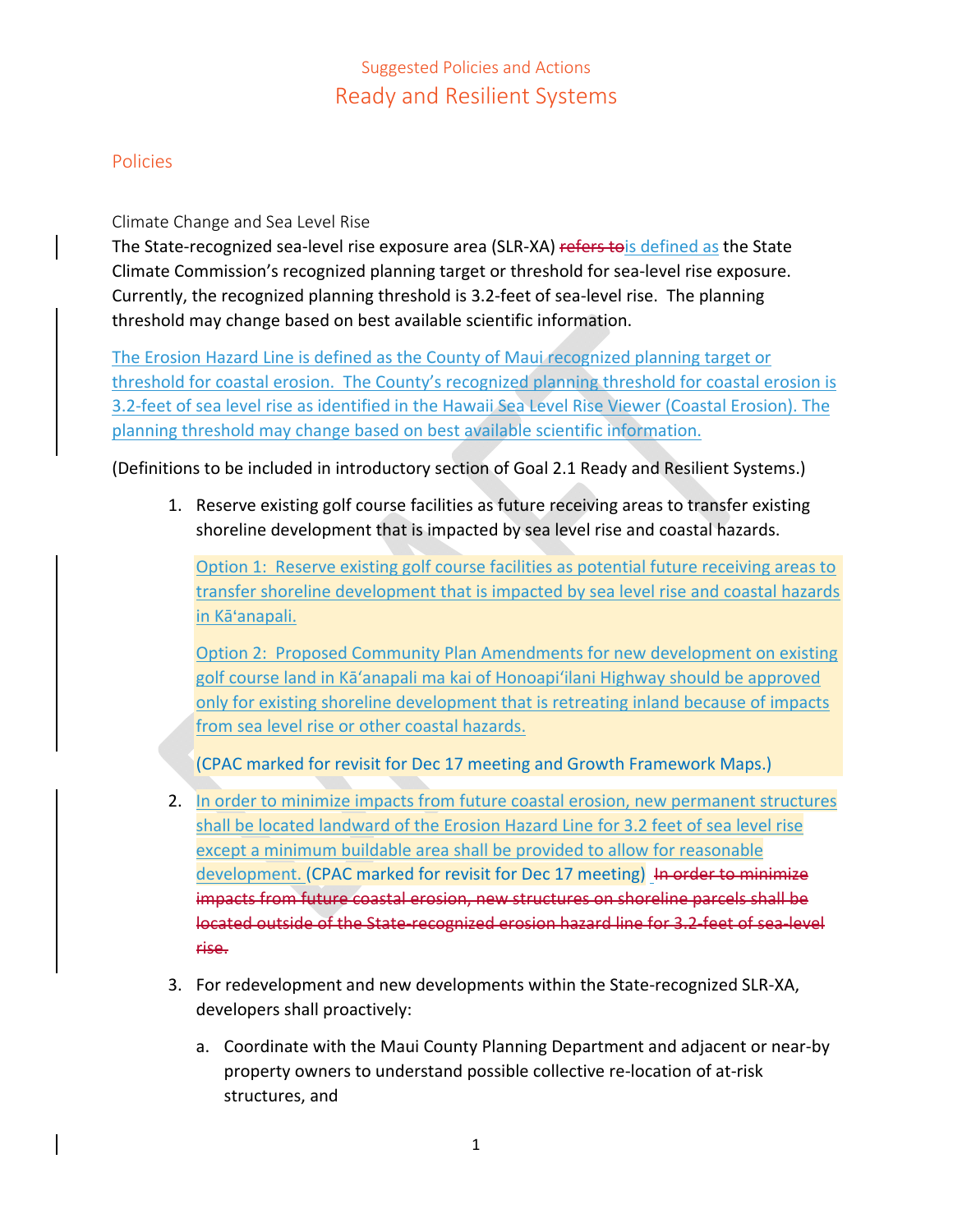# Suggested Policies and Actions

## Ready and Resilient Systems

### Policies

#### Climate Change and Sea Level Rise

The State-recognized sea-level rise exposure area (SLR-XA) ~~refers to~~is defined as the State Climate Commission's recognized planning target or threshold for sea-level rise exposure. Currently, the recognized planning threshold is 3.2-feet of sea-level rise. The planning threshold may change based on best available scientific information.

The Erosion Hazard Line is defined as the County of Maui recognized planning target or threshold for coastal erosion. The County's recognized planning threshold for coastal erosion is 3.2-feet of sea level rise as identified in the Hawaii Sea Level Rise Viewer (Coastal Erosion). The planning threshold may change based on best available scientific information.

(Definitions to be included in introductory section of Goal 2.1 Ready and Resilient Systems.)

1. Reserve existing golf course facilities as future receiving areas to transfer existing shoreline development that is impacted by sea level rise and coastal hazards.

   Option 1: Reserve existing golf course facilities as potential future receiving areas to transfer shoreline development that is impacted by sea level rise and coastal hazards in Kāʻanapali.

   Option 2: Proposed Community Plan Amendments for new development on existing golf course land in Kāʻanapali ma kai of Honoapiʻilani Highway should be approved only for existing shoreline development that is retreating inland because of impacts from sea level rise or other coastal hazards.

   (CPAC marked for revisit for Dec 17 meeting and Growth Framework Maps.)

2. In order to minimize impacts from future coastal erosion, new permanent structures shall be located landward of the Erosion Hazard Line for 3.2 feet of sea level rise except a minimum buildable area shall be provided to allow for reasonable development. (CPAC marked for revisit for Dec 17 meeting) ~~In order to minimize impacts from future coastal erosion, new structures on shoreline parcels shall be located outside of the State-recognized erosion hazard line for 3.2-feet of sea-level rise.~~

3. For redevelopment and new developments within the State-recognized SLR-XA, developers shall proactively:

   a. Coordinate with the Maui County Planning Department and adjacent or near-by property owners to understand possible collective re-location of at-risk structures, and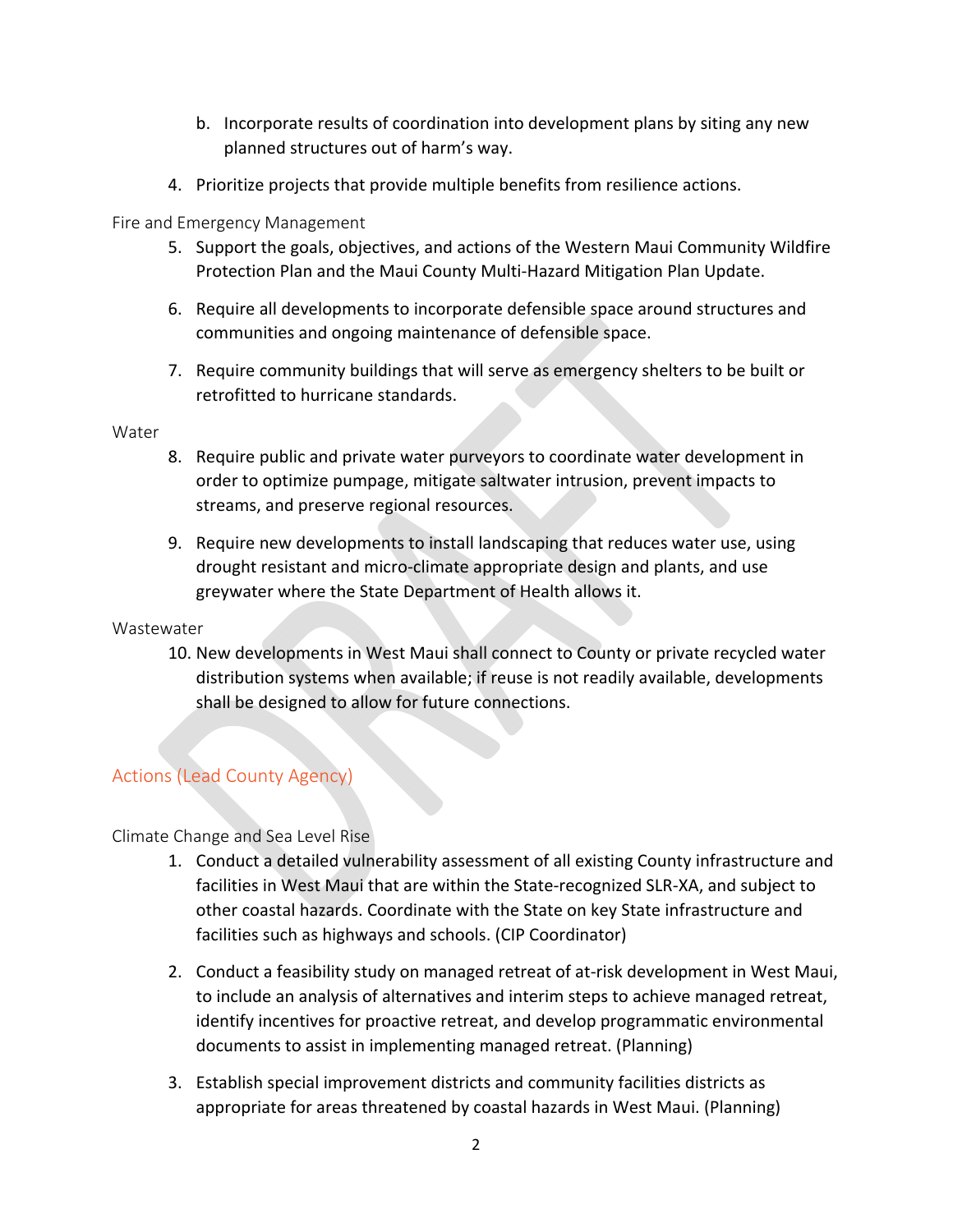b. Incorporate results of coordination into development plans by siting any new planned structures out of harm's way.

4. Prioritize projects that provide multiple benefits from resilience actions.

Fire and Emergency Management

5. Support the goals, objectives, and actions of the Western Maui Community Wildfire Protection Plan and the Maui County Multi-Hazard Mitigation Plan Update.

6. Require all developments to incorporate defensible space around structures and communities and ongoing maintenance of defensible space.

7. Require community buildings that will serve as emergency shelters to be built or retrofitted to hurricane standards.

Water

8. Require public and private water purveyors to coordinate water development in order to optimize pumpage, mitigate saltwater intrusion, prevent impacts to streams, and preserve regional resources.

9. Require new developments to install landscaping that reduces water use, using drought resistant and micro-climate appropriate design and plants, and use greywater where the State Department of Health allows it.

Wastewater

10. New developments in West Maui shall connect to County or private recycled water distribution systems when available; if reuse is not readily available, developments shall be designed to allow for future connections.

## Actions (Lead County Agency)

Climate Change and Sea Level Rise

1. Conduct a detailed vulnerability assessment of all existing County infrastructure and facilities in West Maui that are within the State-recognized SLR-XA, and subject to other coastal hazards. Coordinate with the State on key State infrastructure and facilities such as highways and schools. (CIP Coordinator)

2. Conduct a feasibility study on managed retreat of at-risk development in West Maui, to include an analysis of alternatives and interim steps to achieve managed retreat, identify incentives for proactive retreat, and develop programmatic environmental documents to assist in implementing managed retreat. (Planning)

3. Establish special improvement districts and community facilities districts as appropriate for areas threatened by coastal hazards in West Maui. (Planning)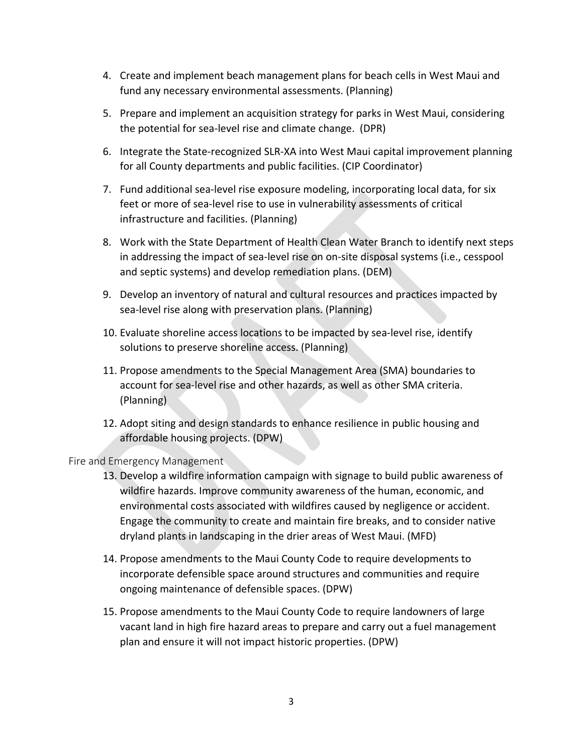4. Create and implement beach management plans for beach cells in West Maui and fund any necessary environmental assessments. (Planning)

5. Prepare and implement an acquisition strategy for parks in West Maui, considering the potential for sea-level rise and climate change. (DPR)

6. Integrate the State-recognized SLR-XA into West Maui capital improvement planning for all County departments and public facilities. (CIP Coordinator)

7. Fund additional sea-level rise exposure modeling, incorporating local data, for six feet or more of sea-level rise to use in vulnerability assessments of critical infrastructure and facilities. (Planning)

8. Work with the State Department of Health Clean Water Branch to identify next steps in addressing the impact of sea-level rise on on-site disposal systems (i.e., cesspool and septic systems) and develop remediation plans. (DEM)

9. Develop an inventory of natural and cultural resources and practices impacted by sea-level rise along with preservation plans. (Planning)

10. Evaluate shoreline access locations to be impacted by sea-level rise, identify solutions to preserve shoreline access. (Planning)

11. Propose amendments to the Special Management Area (SMA) boundaries to account for sea-level rise and other hazards, as well as other SMA criteria. (Planning)

12. Adopt siting and design standards to enhance resilience in public housing and affordable housing projects. (DPW)

### Fire and Emergency Management

13. Develop a wildfire information campaign with signage to build public awareness of wildfire hazards. Improve community awareness of the human, economic, and environmental costs associated with wildfires caused by negligence or accident. Engage the community to create and maintain fire breaks, and to consider native dryland plants in landscaping in the drier areas of West Maui. (MFD)

14. Propose amendments to the Maui County Code to require developments to incorporate defensible space around structures and communities and require ongoing maintenance of defensible spaces. (DPW)

15. Propose amendments to the Maui County Code to require landowners of large vacant land in high fire hazard areas to prepare and carry out a fuel management plan and ensure it will not impact historic properties. (DPW)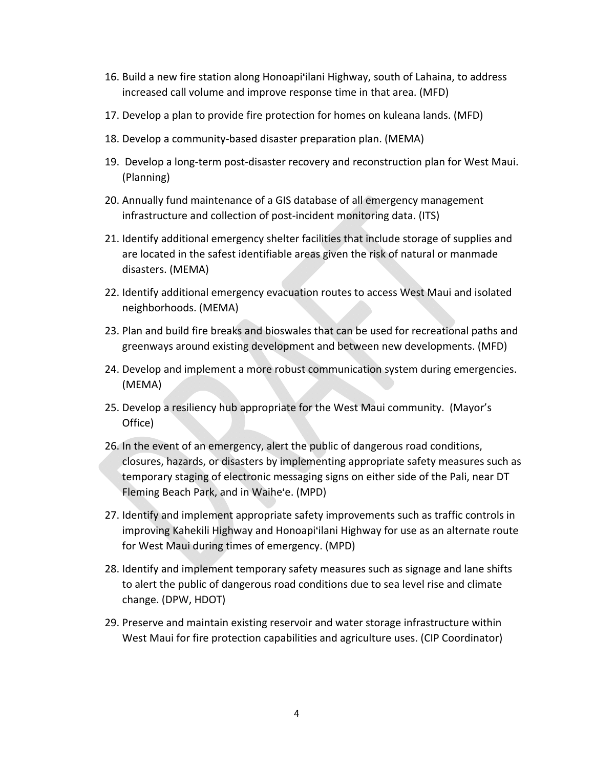16. Build a new fire station along Honoapiʻilani Highway, south of Lahaina, to address increased call volume and improve response time in that area. (MFD)
17. Develop a plan to provide fire protection for homes on kuleana lands. (MFD)
18. Develop a community-based disaster preparation plan. (MEMA)
19. Develop a long-term post-disaster recovery and reconstruction plan for West Maui. (Planning)
20. Annually fund maintenance of a GIS database of all emergency management infrastructure and collection of post-incident monitoring data. (ITS)
21. Identify additional emergency shelter facilities that include storage of supplies and are located in the safest identifiable areas given the risk of natural or manmade disasters. (MEMA)
22. Identify additional emergency evacuation routes to access West Maui and isolated neighborhoods. (MEMA)
23. Plan and build fire breaks and bioswales that can be used for recreational paths and greenways around existing development and between new developments. (MFD)
24. Develop and implement a more robust communication system during emergencies. (MEMA)
25. Develop a resiliency hub appropriate for the West Maui community. (Mayor's Office)
26. In the event of an emergency, alert the public of dangerous road conditions, closures, hazards, or disasters by implementing appropriate safety measures such as temporary staging of electronic messaging signs on either side of the Pali, near DT Fleming Beach Park, and in Waiheʻe. (MPD)
27. Identify and implement appropriate safety improvements such as traffic controls in improving Kahekili Highway and Honoapiʻilani Highway for use as an alternate route for West Maui during times of emergency. (MPD)
28. Identify and implement temporary safety measures such as signage and lane shifts to alert the public of dangerous road conditions due to sea level rise and climate change. (DPW, HDOT)
29. Preserve and maintain existing reservoir and water storage infrastructure within West Maui for fire protection capabilities and agriculture uses. (CIP Coordinator)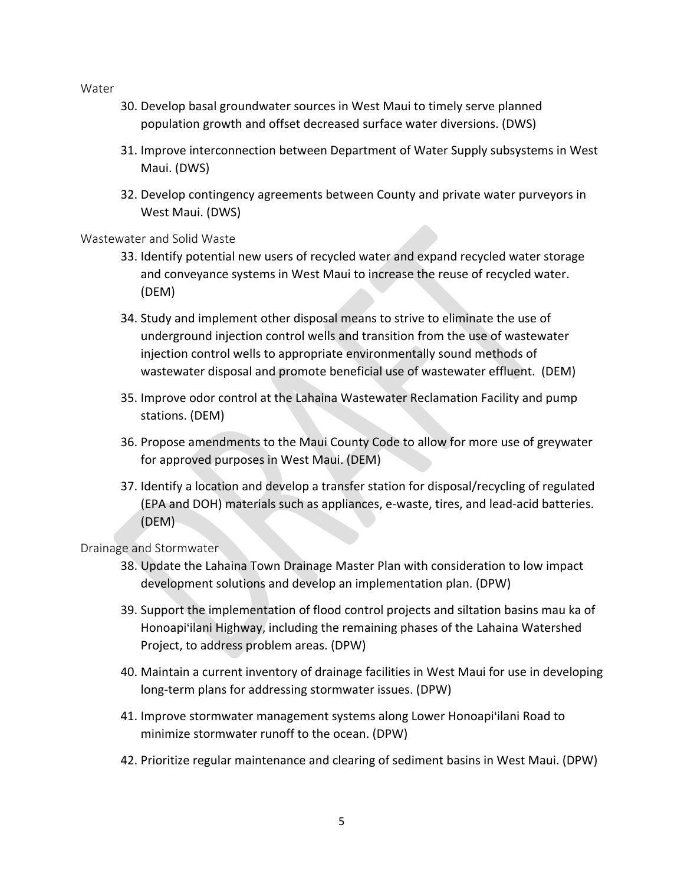### Water

30. Develop basal groundwater sources in West Maui to timely serve planned population growth and offset decreased surface water diversions. (DWS)
31. Improve interconnection between Department of Water Supply subsystems in West Maui. (DWS)
32. Develop contingency agreements between County and private water purveyors in West Maui. (DWS)

### Wastewater and Solid Waste

33. Identify potential new users of recycled water and expand recycled water storage and conveyance systems in West Maui to increase the reuse of recycled water. (DEM)
34. Study and implement other disposal means to strive to eliminate the use of underground injection control wells and transition from the use of wastewater injection control wells to appropriate environmentally sound methods of wastewater disposal and promote beneficial use of wastewater effluent. (DEM)
35. Improve odor control at the Lahaina Wastewater Reclamation Facility and pump stations. (DEM)
36. Propose amendments to the Maui County Code to allow for more use of greywater for approved purposes in West Maui. (DEM)
37. Identify a location and develop a transfer station for disposal/recycling of regulated (EPA and DOH) materials such as appliances, e-waste, tires, and lead-acid batteries. (DEM)

### Drainage and Stormwater

38. Update the Lahaina Town Drainage Master Plan with consideration to low impact development solutions and develop an implementation plan. (DPW)
39. Support the implementation of flood control projects and siltation basins mau ka of Honoapiʻilani Highway, including the remaining phases of the Lahaina Watershed Project, to address problem areas. (DPW)
40. Maintain a current inventory of drainage facilities in West Maui for use in developing long-term plans for addressing stormwater issues. (DPW)
41. Improve stormwater management systems along Lower Honoapiʻilani Road to minimize stormwater runoff to the ocean. (DPW)
42. Prioritize regular maintenance and clearing of sediment basins in West Maui. (DPW)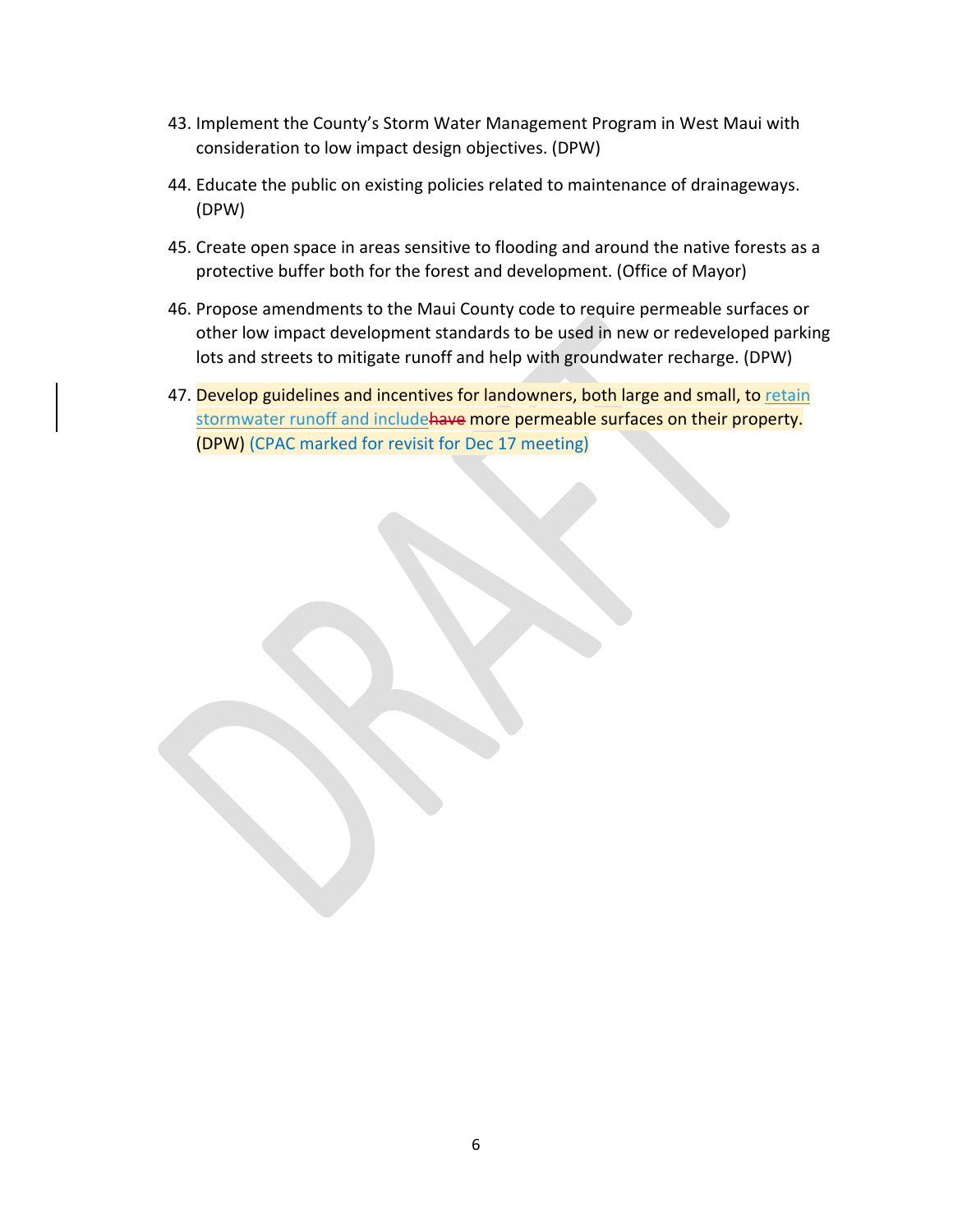43. Implement the County's Storm Water Management Program in West Maui with consideration to low impact design objectives. (DPW)

44. Educate the public on existing policies related to maintenance of drainageways. (DPW)

45. Create open space in areas sensitive to flooding and around the native forests as a protective buffer both for the forest and development. (Office of Mayor)

46. Propose amendments to the Maui County code to require permeable surfaces or other low impact development standards to be used in new or redeveloped parking lots and streets to mitigate runoff and help with groundwater recharge. (DPW)

47. Develop guidelines and incentives for landowners, both large and small, to retain stormwater runoff and include~~have~~ more permeable surfaces on their property. (DPW) (CPAC marked for revisit for Dec 17 meeting)